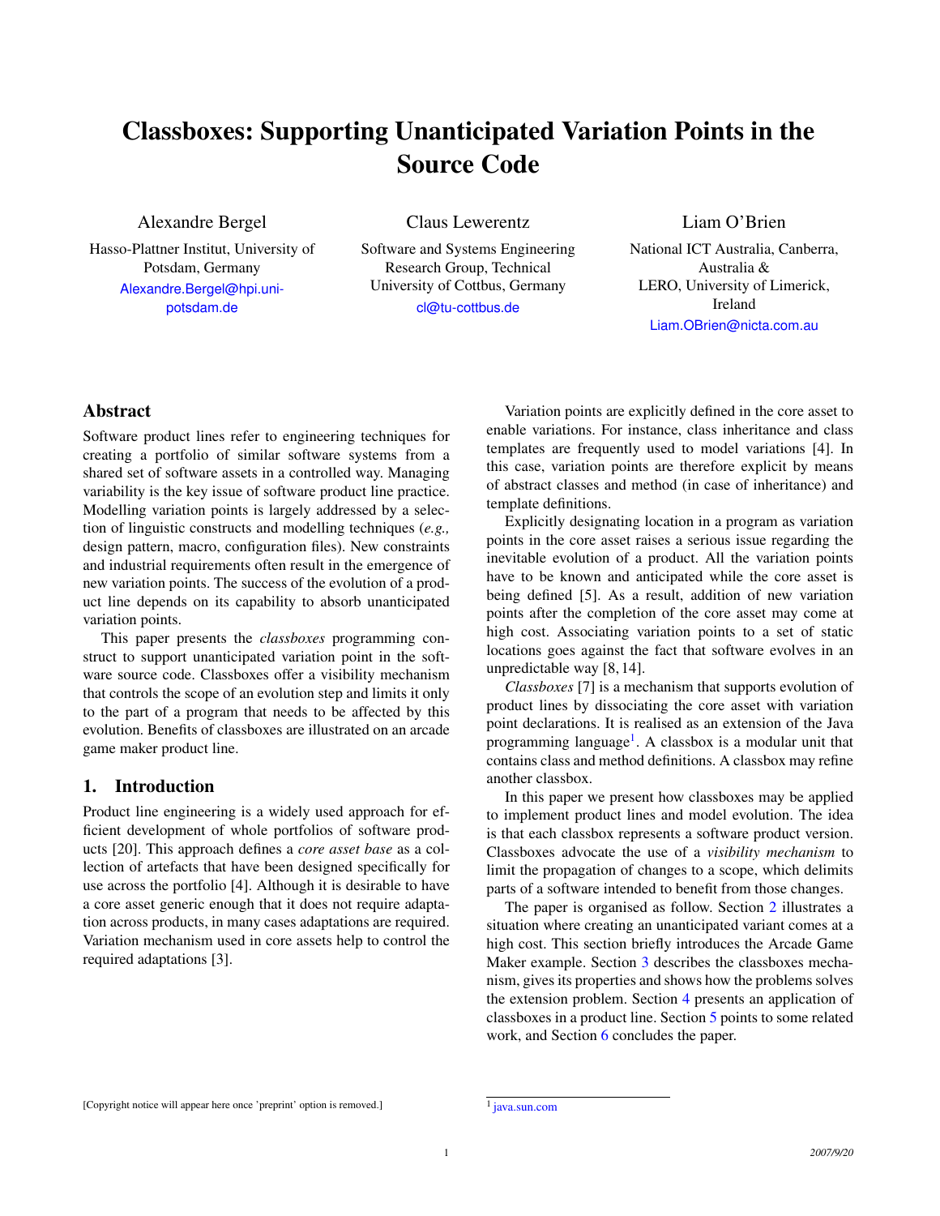# Classboxes: Supporting Unanticipated Variation Points in the Source Code

Alexandre Bergel
Hasso-Plattner Institut, University of Potsdam, Germany
Alexandre.Bergel@hpi.uni-potsdam.de

Claus Lewerentz
Software and Systems Engineering Research Group, Technical University of Cottbus, Germany
cl@tu-cottbus.de

Liam O'Brien
National ICT Australia, Canberra, Australia &
LERO, University of Limerick, Ireland
Liam.OBrien@nicta.com.au

## Abstract

Software product lines refer to engineering techniques for creating a portfolio of similar software systems from a shared set of software assets in a controlled way. Managing variability is the key issue of software product line practice. Modelling variation points is largely addressed by a selection of linguistic constructs and modelling techniques (*e.g.,* design pattern, macro, configuration files). New constraints and industrial requirements often result in the emergence of new variation points. The success of the evolution of a product line depends on its capability to absorb unanticipated variation points.

This paper presents the *classboxes* programming construct to support unanticipated variation point in the software source code. Classboxes offer a visibility mechanism that controls the scope of an evolution step and limits it only to the part of a program that needs to be affected by this evolution. Benefits of classboxes are illustrated on an arcade game maker product line.

## 1. Introduction

Product line engineering is a widely used approach for efficient development of whole portfolios of software products [20]. This approach defines a *core asset base* as a collection of artefacts that have been designed specifically for use across the portfolio [4]. Although it is desirable to have a core asset generic enough that it does not require adaptation across products, in many cases adaptations are required. Variation mechanism used in core assets help to control the required adaptations [3].

Variation points are explicitly defined in the core asset to enable variations. For instance, class inheritance and class templates are frequently used to model variations [4]. In this case, variation points are therefore explicit by means of abstract classes and method (in case of inheritance) and template definitions.

Explicitly designating location in a program as variation points in the core asset raises a serious issue regarding the inevitable evolution of a product. All the variation points have to be known and anticipated while the core asset is being defined [5]. As a result, addition of new variation points after the completion of the core asset may come at high cost. Associating variation points to a set of static locations goes against the fact that software evolves in an unpredictable way [8, 14].

*Classboxes* [7] is a mechanism that supports evolution of product lines by dissociating the core asset with variation point declarations. It is realised as an extension of the Java programming language[1]. A classbox is a modular unit that contains class and method definitions. A classbox may refine another classbox.

In this paper we present how classboxes may be applied to implement product lines and model evolution. The idea is that each classbox represents a software product version. Classboxes advocate the use of a *visibility mechanism* to limit the propagation of changes to a scope, which delimits parts of a software intended to benefit from those changes.

The paper is organised as follow. Section 2 illustrates a situation where creating an unanticipated variant comes at a high cost. This section briefly introduces the Arcade Game Maker example. Section 3 describes the classboxes mechanism, gives its properties and shows how the problems solves the extension problem. Section 4 presents an application of classboxes in a product line. Section 5 points to some related work, and Section 6 concludes the paper.

[Copyright notice will appear here once 'preprint' option is removed.]

[1] java.sun.com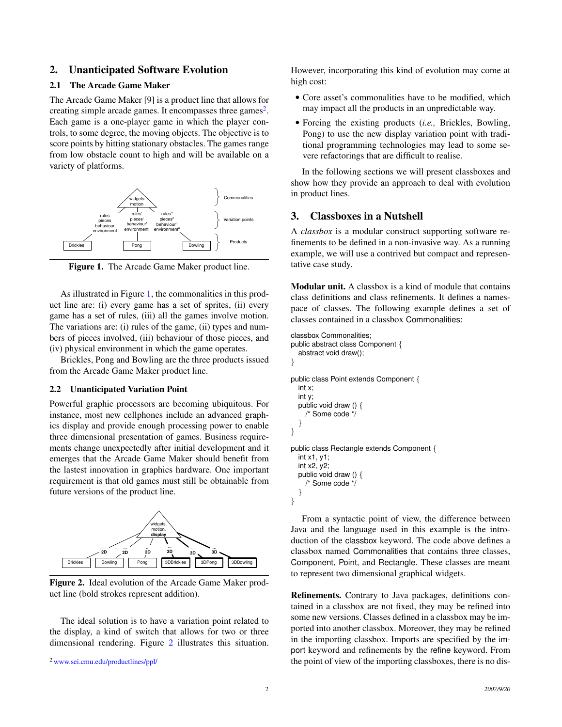## 2. Unanticipated Software Evolution

### 2.1 The Arcade Game Maker

The Arcade Game Maker [9] is a product line that allows for creating simple arcade games. It encompasses three games[2]. Each game is a one-player game in which the player controls, to some degree, the moving objects. The objective is to score points by hitting stationary obstacles. The games range from low obstacle count to high and will be available on a variety of platforms.

**Figure 1.** The Arcade Game Maker product line.

As illustrated in Figure 1, the commonalities in this product line are: (i) every game has a set of sprites, (ii) every game has a set of rules, (iii) all the games involve motion. The variations are: (i) rules of the game, (ii) types and numbers of pieces involved, (iii) behaviour of those pieces, and (iv) physical environment in which the game operates.

Brickles, Pong and Bowling are the three products issued from the Arcade Game Maker product line.

### 2.2 Unanticipated Variation Point

Powerful graphic processors are becoming ubiquitous. For instance, most new cellphones include an advanced graphics display and provide enough processing power to enable three dimensional presentation of games. Business requirements change unexpectedly after initial development and it emerges that the Arcade Game Maker should benefit from the lastest innovation in graphics hardware. One important requirement is that old games must still be obtainable from future versions of the product line.

**Figure 2.** Ideal evolution of the Arcade Game Maker product line (bold strokes represent addition).

The ideal solution is to have a variation point related to the display, a kind of switch that allows for two or three dimensional rendering. Figure 2 illustrates this situation. However, incorporating this kind of evolution may come at high cost:

- Core asset's commonalities have to be modified, which may impact all the products in an unpredictable way.
- Forcing the existing products (*i.e.,* Brickles, Bowling, Pong) to use the new display variation point with traditional programming technologies may lead to some severe refactorings that are difficult to realise.

In the following sections we will present classboxes and show how they provide an approach to deal with evolution in product lines.

## 3. Classboxes in a Nutshell

A *classbox* is a modular construct supporting software refinements to be defined in a non-invasive way. As a running example, we will use a contrived but compact and representative case study.

**Modular unit.** A classbox is a kind of module that contains class definitions and class refinements. It defines a namespace of classes. The following example defines a set of classes contained in a classbox Commonalities:

```
classbox Commonalities;
public abstract class Component {
  abstract void draw();
}

public class Point extends Component {
  int x;
  int y;
  public void draw () {
    /* Some code */
  }
}

public class Rectangle extends Component {
  int x1, y1;
  int x2, y2;
  public void draw () {
    /* Some code */
  }
}
```

From a syntactic point of view, the difference between Java and the language used in this example is the introduction of the classbox keyword. The code above defines a classbox named Commonalities that contains three classes, Component, Point, and Rectangle. These classes are meant to represent two dimensional graphical widgets.

**Refinements.** Contrary to Java packages, definitions contained in a classbox are not fixed, they may be refined into some new versions. Classes defined in a classbox may be imported into another classbox. Moreover, they may be refined in the importing classbox. Imports are specified by the import keyword and refinements by the refine keyword. From the point of view of the importing classboxes, there is no dis-

[2] www.sei.cmu.edu/productlines/ppl/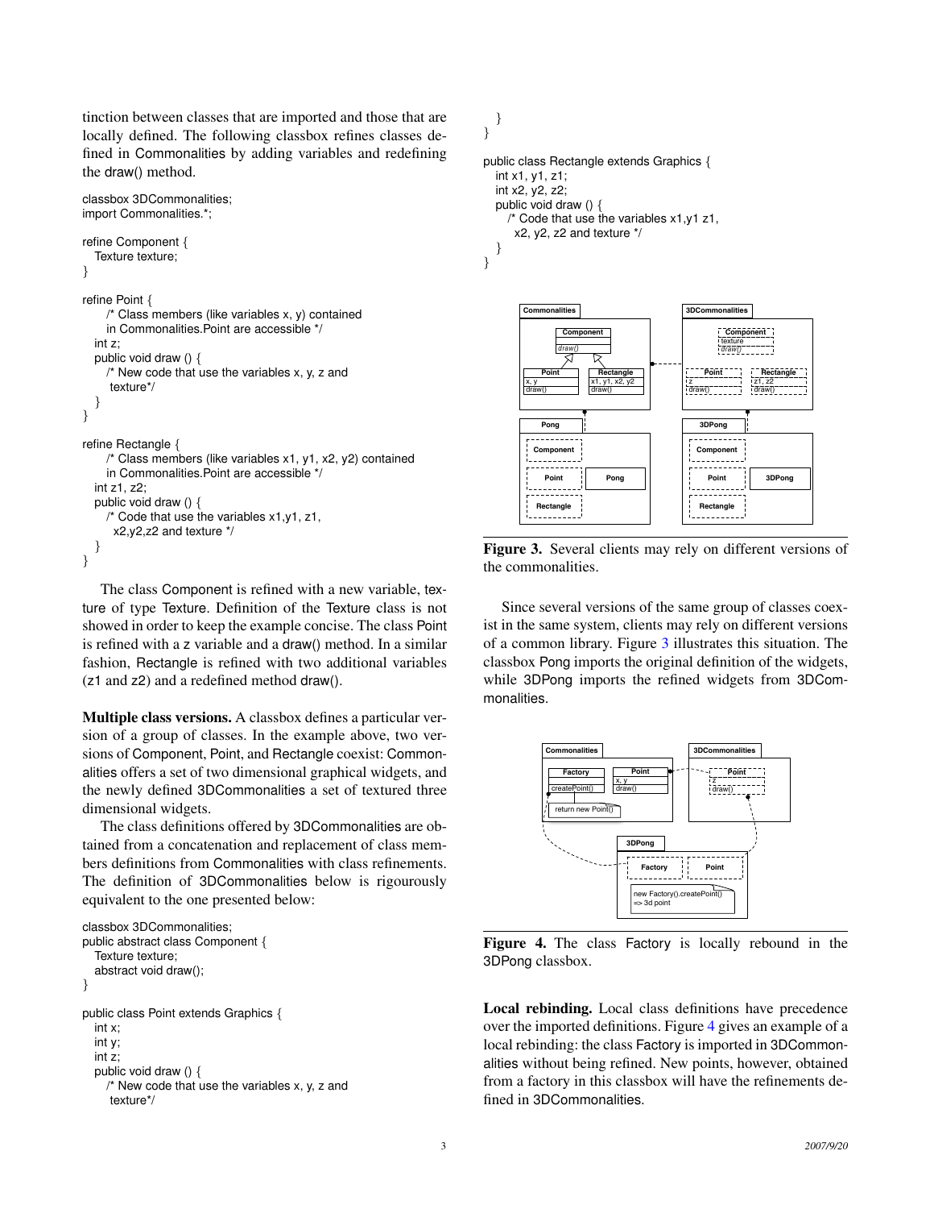tinction between classes that are imported and those that are locally defined. The following classbox refines classes defined in Commonalities by adding variables and redefining the draw() method.

```
classbox 3DCommonalities;
import Commonalities.*;

refine Component {
  Texture texture;
}

refine Point {
    /* Class members (like variables x, y) contained
    in Commonalities.Point are accessible */
  int z;
  public void draw () {
    /* New code that use the variables x, y, z and
     texture*/
  }
}

refine Rectangle {
    /* Class members (like variables x1, y1, x2, y2) contained
    in Commonalities.Point are accessible */
  int z1, z2;
  public void draw () {
    /* Code that use the variables x1,y1, z1,
      x2,y2,z2 and texture */
  }
}
```

The class Component is refined with a new variable, texture of type Texture. Definition of the Texture class is not showed in order to keep the example concise. The class Point is refined with a z variable and a draw() method. In a similar fashion, Rectangle is refined with two additional variables (z1 and z2) and a redefined method draw().

**Multiple class versions.** A classbox defines a particular version of a group of classes. In the example above, two versions of Component, Point, and Rectangle coexist: Commonalities offers a set of two dimensional graphical widgets, and the newly defined 3DCommonalities a set of textured three dimensional widgets.

The class definitions offered by 3DCommonalities are obtained from a concatenation and replacement of class members definitions from Commonalities with class refinements. The definition of 3DCommonalities below is rigourously equivalent to the one presented below:

```
classbox 3DCommonalities;
public abstract class Component {
  Texture texture;
  abstract void draw();
}

public class Point extends Graphics {
  int x;
  int y;
  int z;
  public void draw () {
    /* New code that use the variables x, y, z and
     texture*/
  }
}

public class Rectangle extends Graphics {
  int x1, y1, z1;
  int x2, y2, z2;
  public void draw () {
    /* Code that use the variables x1,y1 z1,
     x2, y2, z2 and texture */
  }
}
```

Figure 3. Several clients may rely on different versions of the commonalities.

Since several versions of the same group of classes coexist in the same system, clients may rely on different versions of a common library. Figure 3 illustrates this situation. The classbox Pong imports the original definition of the widgets, while 3DPong imports the refined widgets from 3DCommonalities.

Figure 4. The class Factory is locally rebound in the 3DPong classbox.

**Local rebinding.** Local class definitions have precedence over the imported definitions. Figure 4 gives an example of a local rebinding: the class Factory is imported in 3DCommonalities without being refined. New points, however, obtained from a factory in this classbox will have the refinements defined in 3DCommonalities.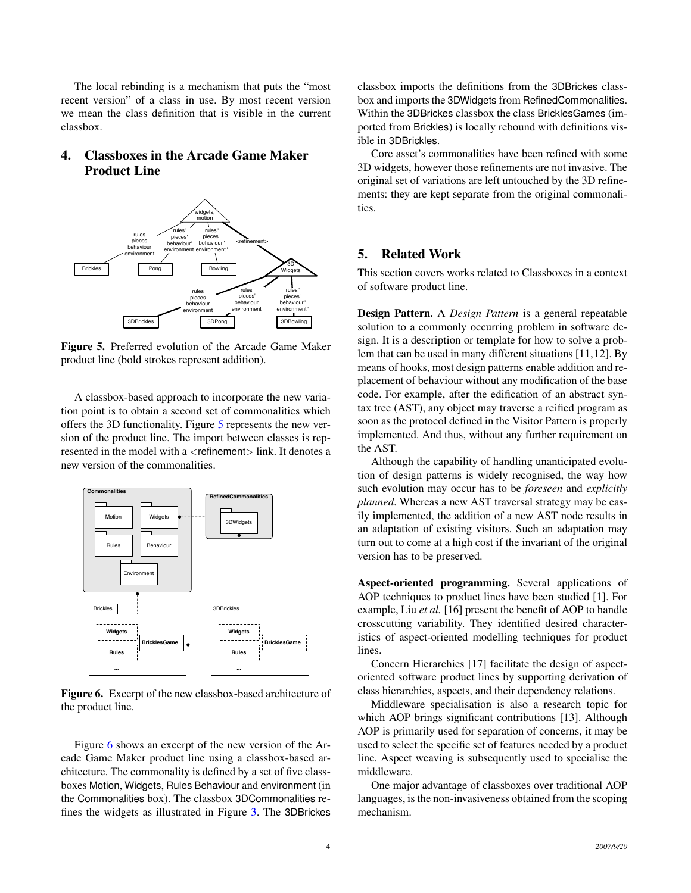The local rebinding is a mechanism that puts the "most recent version" of a class in use. By most recent version we mean the class definition that is visible in the current classbox.

## 4. Classboxes in the Arcade Game Maker Product Line

**Figure 5.** Preferred evolution of the Arcade Game Maker product line (bold strokes represent addition).

A classbox-based approach to incorporate the new variation point is to obtain a second set of commonalities which offers the 3D functionality. Figure 5 represents the new version of the product line. The import between classes is represented in the model with a <refinement> link. It denotes a new version of the commonalities.

**Figure 6.** Excerpt of the new classbox-based architecture of the product line.

Figure 6 shows an excerpt of the new version of the Arcade Game Maker product line using a classbox-based architecture. The commonality is defined by a set of five classboxes Motion, Widgets, Rules Behaviour and environment (in the Commonalities box). The classbox 3DCommonalities refines the widgets as illustrated in Figure 3. The 3DBrickes classbox imports the definitions from the 3DBrickes classbox and imports the 3DWidgets from RefinedCommonalities. Within the 3DBrickes classbox the class BricklesGames (imported from Brickles) is locally rebound with definitions visible in 3DBrickles.

Core asset's commonalities have been refined with some 3D widgets, however those refinements are not invasive. The original set of variations are left untouched by the 3D refinements: they are kept separate from the original commonalities.

## 5. Related Work

This section covers works related to Classboxes in a context of software product line.

**Design Pattern.** A *Design Pattern* is a general repeatable solution to a commonly occurring problem in software design. It is a description or template for how to solve a problem that can be used in many different situations [11,12]. By means of hooks, most design patterns enable addition and replacement of behaviour without any modification of the base code. For example, after the edification of an abstract syntax tree (AST), any object may traverse a reified program as soon as the protocol defined in the Visitor Pattern is properly implemented. And thus, without any further requirement on the AST.

Although the capability of handling unanticipated evolution of design patterns is widely recognised, the way how such evolution may occur has to be *foreseen* and *explicitly planned*. Whereas a new AST traversal strategy may be easily implemented, the addition of a new AST node results in an adaptation of existing visitors. Such an adaptation may turn out to come at a high cost if the invariant of the original version has to be preserved.

**Aspect-oriented programming.** Several applications of AOP techniques to product lines have been studied [1]. For example, Liu *et al.* [16] present the benefit of AOP to handle crosscutting variability. They identified desired characteristics of aspect-oriented modelling techniques for product lines.

Concern Hierarchies [17] facilitate the design of aspect-oriented software product lines by supporting derivation of class hierarchies, aspects, and their dependency relations.

Middleware specialisation is also a research topic for which AOP brings significant contributions [13]. Although AOP is primarily used for separation of concerns, it may be used to select the specific set of features needed by a product line. Aspect weaving is subsequently used to specialise the middleware.

One major advantage of classboxes over traditional AOP languages, is the non-invasiveness obtained from the scoping mechanism.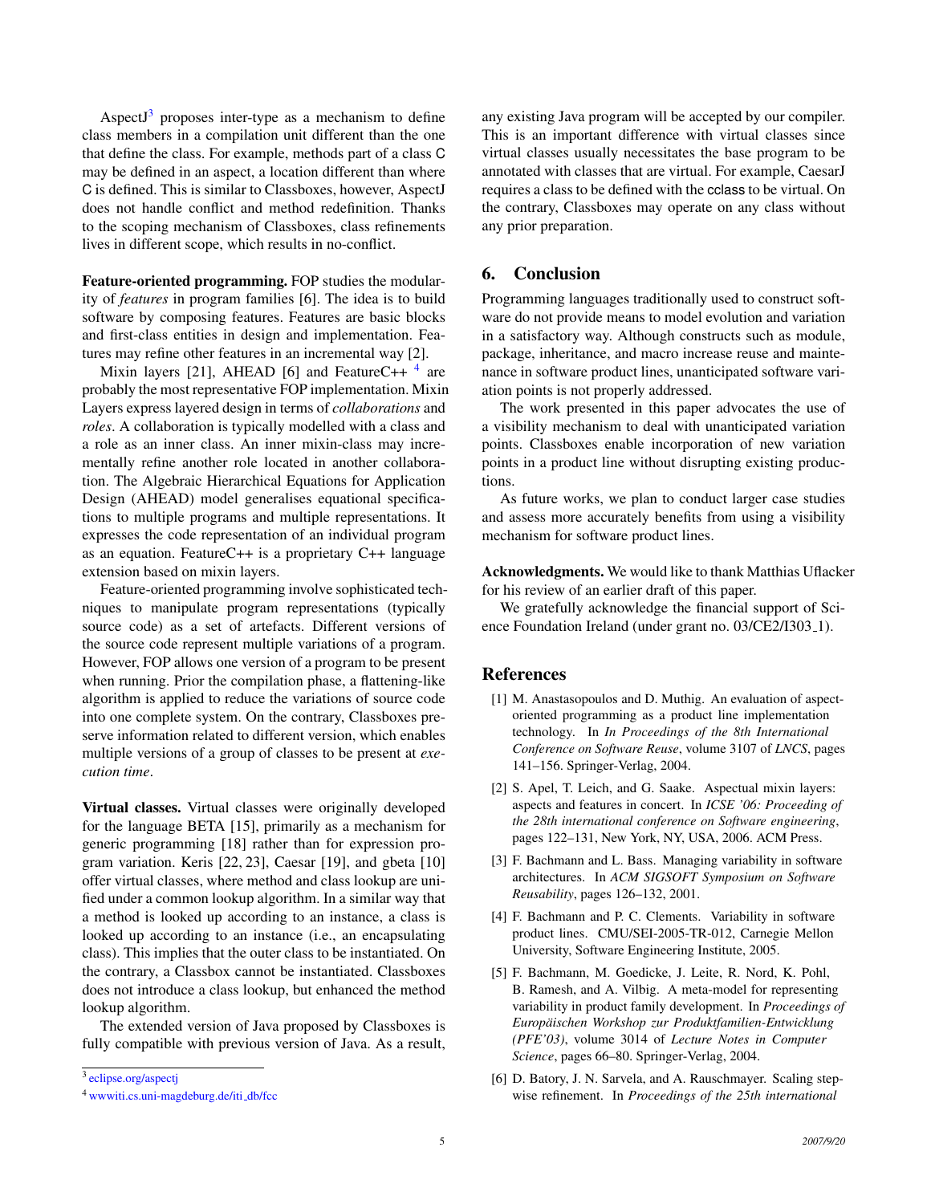AspectJ[3] proposes inter-type as a mechanism to define class members in a compilation unit different than the one that define the class. For example, methods part of a class C may be defined in an aspect, a location different than where C is defined. This is similar to Classboxes, however, AspectJ does not handle conflict and method redefinition. Thanks to the scoping mechanism of Classboxes, class refinements lives in different scope, which results in no-conflict.

**Feature-oriented programming.** FOP studies the modularity of *features* in program families [6]. The idea is to build software by composing features. Features are basic blocks and first-class entities in design and implementation. Features may refine other features in an incremental way [2].

Mixin layers [21], AHEAD [6] and FeatureC++ [4] are probably the most representative FOP implementation. Mixin Layers express layered design in terms of *collaborations* and *roles*. A collaboration is typically modelled with a class and a role as an inner class. An inner mixin-class may incrementally refine another role located in another collaboration. The Algebraic Hierarchical Equations for Application Design (AHEAD) model generalises equational specifications to multiple programs and multiple representations. It expresses the code representation of an individual program as an equation. FeatureC++ is a proprietary C++ language extension based on mixin layers.

Feature-oriented programming involve sophisticated techniques to manipulate program representations (typically source code) as a set of artefacts. Different versions of the source code represent multiple variations of a program. However, FOP allows one version of a program to be present when running. Prior the compilation phase, a flattening-like algorithm is applied to reduce the variations of source code into one complete system. On the contrary, Classboxes preserve information related to different version, which enables multiple versions of a group of classes to be present at *execution time*.

**Virtual classes.** Virtual classes were originally developed for the language BETA [15], primarily as a mechanism for generic programming [18] rather than for expression program variation. Keris [22, 23], Caesar [19], and gbeta [10] offer virtual classes, where method and class lookup are unified under a common lookup algorithm. In a similar way that a method is looked up according to an instance, a class is looked up according to an instance (i.e., an encapsulating class). This implies that the outer class to be instantiated. On the contrary, a Classbox cannot be instantiated. Classboxes does not introduce a class lookup, but enhanced the method lookup algorithm.

The extended version of Java proposed by Classboxes is fully compatible with previous version of Java. As a result, any existing Java program will be accepted by our compiler. This is an important difference with virtual classes since virtual classes usually necessitates the base program to be annotated with classes that are virtual. For example, CaesarJ requires a class to be defined with the cclass to be virtual. On the contrary, Classboxes may operate on any class without any prior preparation.

[3] eclipse.org/aspectj

[4] wwwiti.cs.uni-magdeburg.de/iti_db/fcc

## 6. Conclusion

Programming languages traditionally used to construct software do not provide means to model evolution and variation in a satisfactory way. Although constructs such as module, package, inheritance, and macro increase reuse and maintenance in software product lines, unanticipated software variation points is not properly addressed.

The work presented in this paper advocates the use of a visibility mechanism to deal with unanticipated variation points. Classboxes enable incorporation of new variation points in a product line without disrupting existing productions.

As future works, we plan to conduct larger case studies and assess more accurately benefits from using a visibility mechanism for software product lines.

**Acknowledgments.** We would like to thank Matthias Uflacker for his review of an earlier draft of this paper.

We gratefully acknowledge the financial support of Science Foundation Ireland (under grant no. 03/CE2/I303_1).

## References

[1] M. Anastasopoulos and D. Muthig. An evaluation of aspect-oriented programming as a product line implementation technology. In *In Proceedings of the 8th International Conference on Software Reuse*, volume 3107 of *LNCS*, pages 141–156. Springer-Verlag, 2004.

[2] S. Apel, T. Leich, and G. Saake. Aspectual mixin layers: aspects and features in concert. In *ICSE '06: Proceeding of the 28th international conference on Software engineering*, pages 122–131, New York, NY, USA, 2006. ACM Press.

[3] F. Bachmann and L. Bass. Managing variability in software architectures. In *ACM SIGSOFT Symposium on Software Reusability*, pages 126–132, 2001.

[4] F. Bachmann and P. C. Clements. Variability in software product lines. CMU/SEI-2005-TR-012, Carnegie Mellon University, Software Engineering Institute, 2005.

[5] F. Bachmann, M. Goedicke, J. Leite, R. Nord, K. Pohl, B. Ramesh, and A. Vilbig. A meta-model for representing variability in product family development. In *Proceedings of Europäischen Workshop zur Produktfamilien-Entwicklung (PFE'03)*, volume 3014 of *Lecture Notes in Computer Science*, pages 66–80. Springer-Verlag, 2004.

[6] D. Batory, J. N. Sarvela, and A. Rauschmayer. Scaling stepwise refinement. In *Proceedings of the 25th international*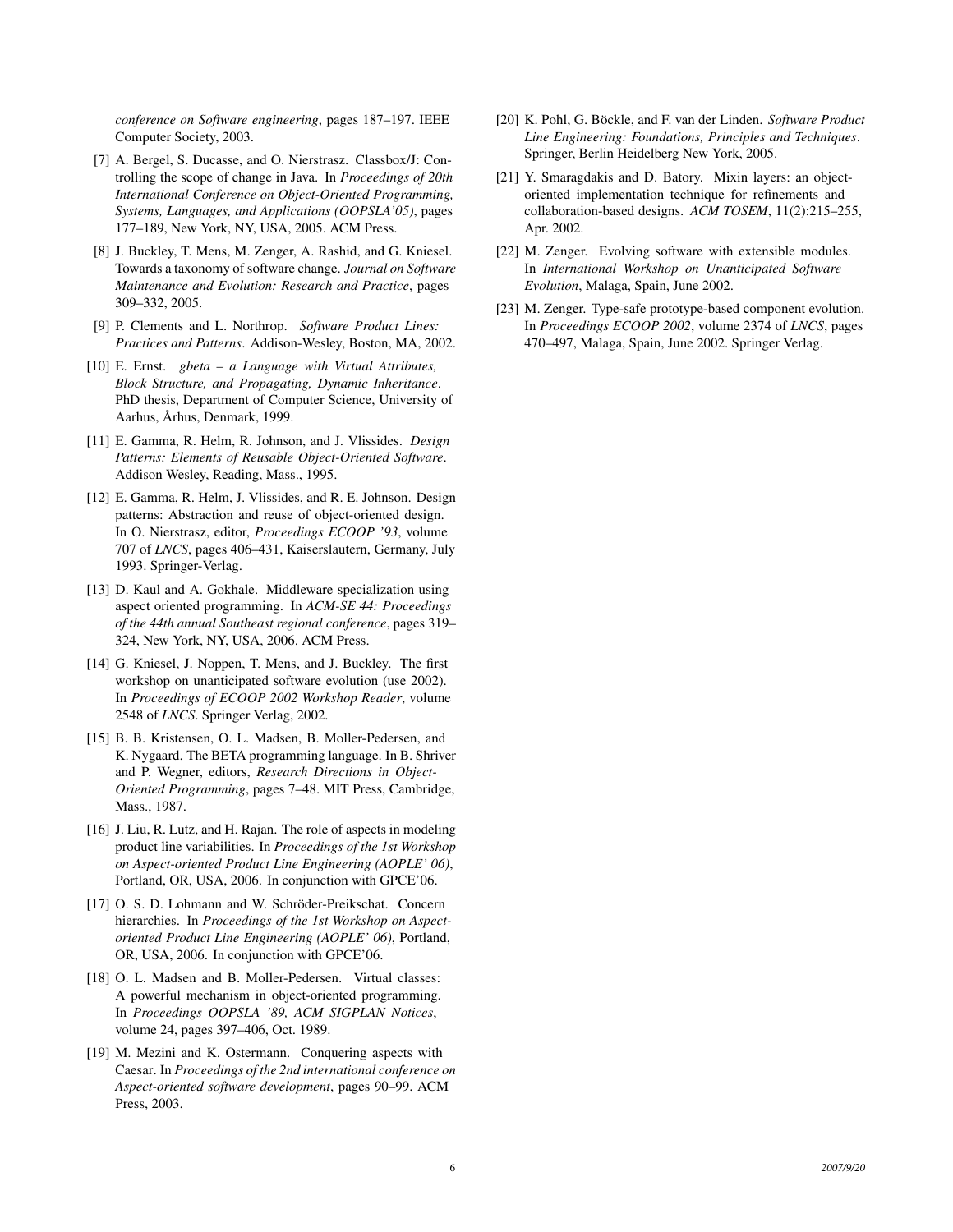*conference on Software engineering*, pages 187–197. IEEE Computer Society, 2003.

[7] A. Bergel, S. Ducasse, and O. Nierstrasz. Classbox/J: Controlling the scope of change in Java. In *Proceedings of 20th International Conference on Object-Oriented Programming, Systems, Languages, and Applications (OOPSLA'05)*, pages 177–189, New York, NY, USA, 2005. ACM Press.

[8] J. Buckley, T. Mens, M. Zenger, A. Rashid, and G. Kniesel. Towards a taxonomy of software change. *Journal on Software Maintenance and Evolution: Research and Practice*, pages 309–332, 2005.

[9] P. Clements and L. Northrop. *Software Product Lines: Practices and Patterns*. Addison-Wesley, Boston, MA, 2002.

[10] E. Ernst. *gbeta – a Language with Virtual Attributes, Block Structure, and Propagating, Dynamic Inheritance*. PhD thesis, Department of Computer Science, University of Aarhus, Århus, Denmark, 1999.

[11] E. Gamma, R. Helm, R. Johnson, and J. Vlissides. *Design Patterns: Elements of Reusable Object-Oriented Software*. Addison Wesley, Reading, Mass., 1995.

[12] E. Gamma, R. Helm, J. Vlissides, and R. E. Johnson. Design patterns: Abstraction and reuse of object-oriented design. In O. Nierstrasz, editor, *Proceedings ECOOP '93*, volume 707 of *LNCS*, pages 406–431, Kaiserslautern, Germany, July 1993. Springer-Verlag.

[13] D. Kaul and A. Gokhale. Middleware specialization using aspect oriented programming. In *ACM-SE 44: Proceedings of the 44th annual Southeast regional conference*, pages 319–324, New York, NY, USA, 2006. ACM Press.

[14] G. Kniesel, J. Noppen, T. Mens, and J. Buckley. The first workshop on unanticipated software evolution (use 2002). In *Proceedings of ECOOP 2002 Workshop Reader*, volume 2548 of *LNCS*. Springer Verlag, 2002.

[15] B. B. Kristensen, O. L. Madsen, B. Moller-Pedersen, and K. Nygaard. The BETA programming language. In B. Shriver and P. Wegner, editors, *Research Directions in Object-Oriented Programming*, pages 7–48. MIT Press, Cambridge, Mass., 1987.

[16] J. Liu, R. Lutz, and H. Rajan. The role of aspects in modeling product line variabilities. In *Proceedings of the 1st Workshop on Aspect-oriented Product Line Engineering (AOPLE' 06)*, Portland, OR, USA, 2006. In conjunction with GPCE'06.

[17] O. S. D. Lohmann and W. Schröder-Preikschat. Concern hierarchies. In *Proceedings of the 1st Workshop on Aspect-oriented Product Line Engineering (AOPLE' 06)*, Portland, OR, USA, 2006. In conjunction with GPCE'06.

[18] O. L. Madsen and B. Moller-Pedersen. Virtual classes: A powerful mechanism in object-oriented programming. In *Proceedings OOPSLA '89, ACM SIGPLAN Notices*, volume 24, pages 397–406, Oct. 1989.

[19] M. Mezini and K. Ostermann. Conquering aspects with Caesar. In *Proceedings of the 2nd international conference on Aspect-oriented software development*, pages 90–99. ACM Press, 2003.

[20] K. Pohl, G. Böckle, and F. van der Linden. *Software Product Line Engineering: Foundations, Principles and Techniques*. Springer, Berlin Heidelberg New York, 2005.

[21] Y. Smaragdakis and D. Batory. Mixin layers: an object-oriented implementation technique for refinements and collaboration-based designs. *ACM TOSEM*, 11(2):215–255, Apr. 2002.

[22] M. Zenger. Evolving software with extensible modules. In *International Workshop on Unanticipated Software Evolution*, Malaga, Spain, June 2002.

[23] M. Zenger. Type-safe prototype-based component evolution. In *Proceedings ECOOP 2002*, volume 2374 of *LNCS*, pages 470–497, Malaga, Spain, June 2002. Springer Verlag.